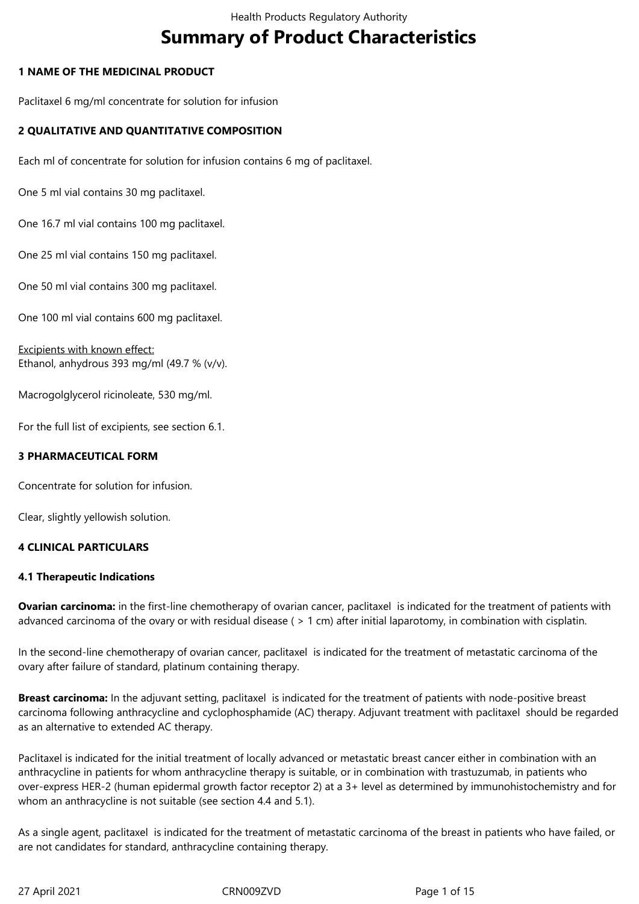# Summary of Product Characteristics

## 1 NAME OF THE MEDICINAL PRODUCT

Paclitaxel 6 mg/ml concentrate for solution for infusion

## 2 QUALITATIVE AND QUANTITATIVE COMPOSITION

Each ml of concentrate for solution for infusion contains 6 mg of paclitaxel.

One 5 ml vial contains 30 mg paclitaxel.

One 16.7 ml vial contains 100 mg paclitaxel.

One 25 ml vial contains 150 mg paclitaxel.

One 50 ml vial contains 300 mg paclitaxel.

One 100 ml vial contains 600 mg paclitaxel.

Excipients with known effect:
Ethanol, anhydrous 393 mg/ml (49.7 % (v/v).

Macrogolglycerol ricinoleate, 530 mg/ml.

For the full list of excipients, see section 6.1.

## 3 PHARMACEUTICAL FORM

Concentrate for solution for infusion.

Clear, slightly yellowish solution.

## 4 CLINICAL PARTICULARS

### 4.1 Therapeutic Indications

**Ovarian carcinoma:** in the first-line chemotherapy of ovarian cancer, paclitaxel is indicated for the treatment of patients with advanced carcinoma of the ovary or with residual disease ( > 1 cm) after initial laparotomy, in combination with cisplatin.

In the second-line chemotherapy of ovarian cancer, paclitaxel is indicated for the treatment of metastatic carcinoma of the ovary after failure of standard, platinum containing therapy.

**Breast carcinoma:** In the adjuvant setting, paclitaxel is indicated for the treatment of patients with node-positive breast carcinoma following anthracycline and cyclophosphamide (AC) therapy. Adjuvant treatment with paclitaxel should be regarded as an alternative to extended AC therapy.

Paclitaxel is indicated for the initial treatment of locally advanced or metastatic breast cancer either in combination with an anthracycline in patients for whom anthracycline therapy is suitable, or in combination with trastuzumab, in patients who over-express HER-2 (human epidermal growth factor receptor 2) at a 3+ level as determined by immunohistochemistry and for whom an anthracycline is not suitable (see section 4.4 and 5.1).

As a single agent, paclitaxel is indicated for the treatment of metastatic carcinoma of the breast in patients who have failed, or are not candidates for standard, anthracycline containing therapy.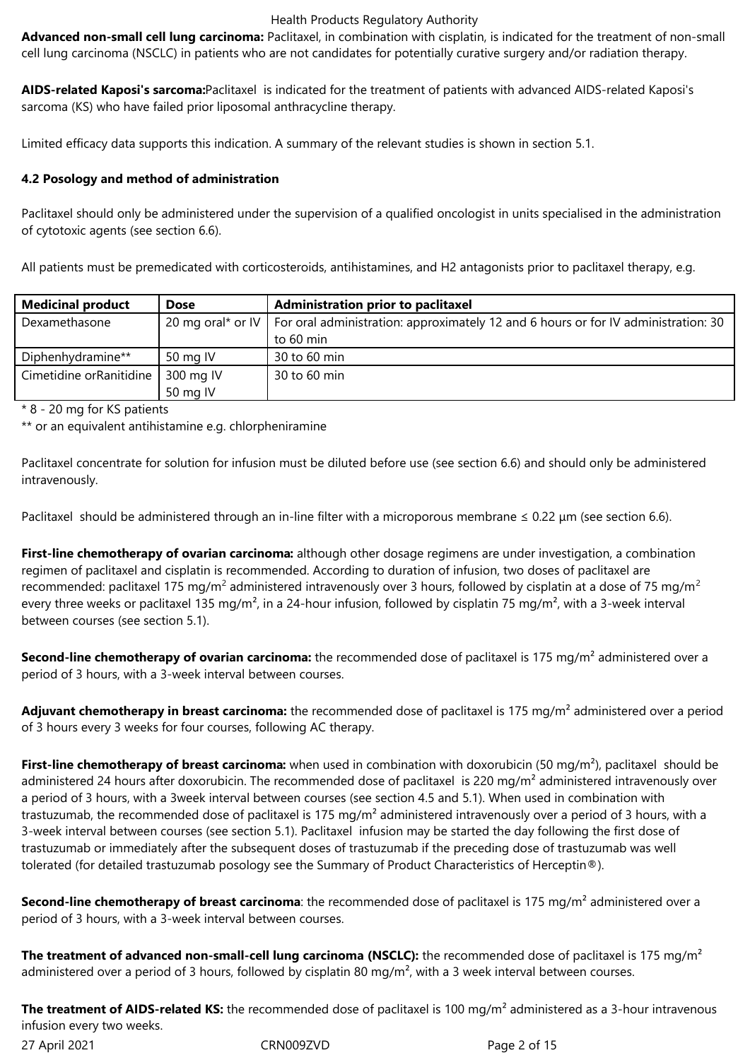**Advanced non-small cell lung carcinoma:** Paclitaxel, in combination with cisplatin, is indicated for the treatment of non-small cell lung carcinoma (NSCLC) in patients who are not candidates for potentially curative surgery and/or radiation therapy.

**AIDS-related Kaposi's sarcoma:**Paclitaxel is indicated for the treatment of patients with advanced AIDS-related Kaposi's sarcoma (KS) who have failed prior liposomal anthracycline therapy.

Limited efficacy data supports this indication. A summary of the relevant studies is shown in section 5.1.

**4.2 Posology and method of administration**

Paclitaxel should only be administered under the supervision of a qualified oncologist in units specialised in the administration of cytotoxic agents (see section 6.6).

All patients must be premedicated with corticosteroids, antihistamines, and H2 antagonists prior to paclitaxel therapy, e.g.

| Medicinal product | Dose | Administration prior to paclitaxel |
| --- | --- | --- |
| Dexamethasone | 20 mg oral* or IV | For oral administration: approximately 12 and 6 hours or for IV administration: 30 to 60 min |
| Diphenhydramine** | 50 mg IV | 30 to 60 min |
| Cimetidine orRanitidine | 300 mg IV<br>50 mg IV | 30 to 60 min |

* 8 - 20 mg for KS patients

** or an equivalent antihistamine e.g. chlorpheniramine

Paclitaxel concentrate for solution for infusion must be diluted before use (see section 6.6) and should only be administered intravenously.

Paclitaxel should be administered through an in-line filter with a microporous membrane ≤ 0.22 µm (see section 6.6).

**First-line chemotherapy of ovarian carcinoma:** although other dosage regimens are under investigation, a combination regimen of paclitaxel and cisplatin is recommended. According to duration of infusion, two doses of paclitaxel are recommended: paclitaxel 175 mg/m² administered intravenously over 3 hours, followed by cisplatin at a dose of 75 mg/m² every three weeks or paclitaxel 135 mg/m², in a 24-hour infusion, followed by cisplatin 75 mg/m², with a 3-week interval between courses (see section 5.1).

**Second-line chemotherapy of ovarian carcinoma:** the recommended dose of paclitaxel is 175 mg/m² administered over a period of 3 hours, with a 3-week interval between courses.

**Adjuvant chemotherapy in breast carcinoma:** the recommended dose of paclitaxel is 175 mg/m² administered over a period of 3 hours every 3 weeks for four courses, following AC therapy.

**First-line chemotherapy of breast carcinoma:** when used in combination with doxorubicin (50 mg/m²), paclitaxel should be administered 24 hours after doxorubicin. The recommended dose of paclitaxel is 220 mg/m² administered intravenously over a period of 3 hours, with a 3week interval between courses (see section 4.5 and 5.1). When used in combination with trastuzumab, the recommended dose of paclitaxel is 175 mg/m² administered intravenously over a period of 3 hours, with a 3-week interval between courses (see section 5.1). Paclitaxel infusion may be started the day following the first dose of trastuzumab or immediately after the subsequent doses of trastuzumab if the preceding dose of trastuzumab was well tolerated (for detailed trastuzumab posology see the Summary of Product Characteristics of Herceptin®).

**Second-line chemotherapy of breast carcinoma**: the recommended dose of paclitaxel is 175 mg/m² administered over a period of 3 hours, with a 3-week interval between courses.

**The treatment of advanced non-small-cell lung carcinoma (NSCLC):** the recommended dose of paclitaxel is 175 mg/m² administered over a period of 3 hours, followed by cisplatin 80 mg/m², with a 3 week interval between courses.

**The treatment of AIDS-related KS:** the recommended dose of paclitaxel is 100 mg/m² administered as a 3-hour intravenous infusion every two weeks.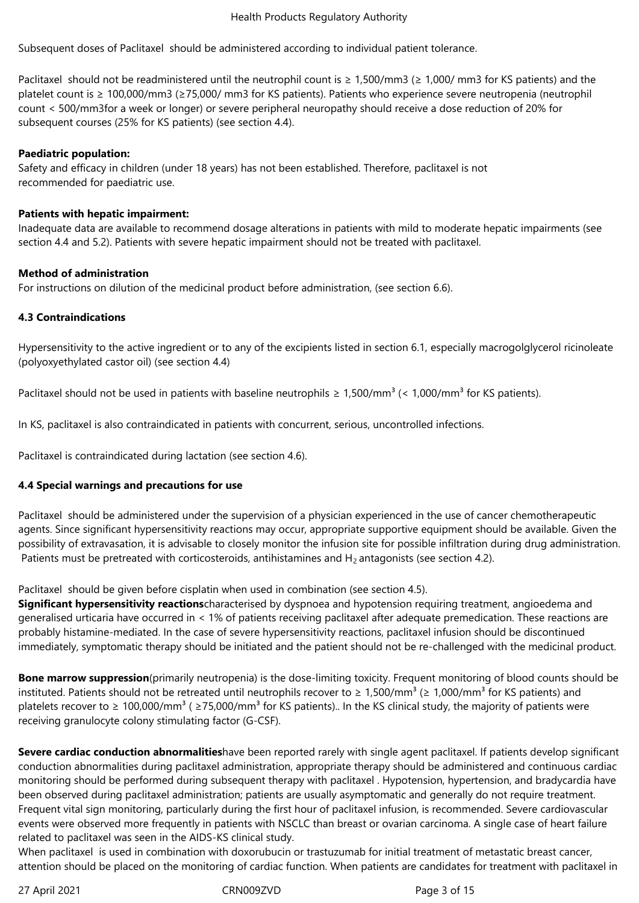Subsequent doses of Paclitaxel  should be administered according to individual patient tolerance.

Paclitaxel  should not be readministered until the neutrophil count is ≥ 1,500/mm3 (≥ 1,000/ mm3 for KS patients) and the platelet count is ≥ 100,000/mm3 (≥75,000/ mm3 for KS patients). Patients who experience severe neutropenia (neutrophil count < 500/mm3for a week or longer) or severe peripheral neuropathy should receive a dose reduction of 20% for subsequent courses (25% for KS patients) (see section 4.4).

**Paediatric population:**
Safety and efficacy in children (under 18 years) has not been established. Therefore, paclitaxel is not recommended for paediatric use.

**Patients with hepatic impairment:**
Inadequate data are available to recommend dosage alterations in patients with mild to moderate hepatic impairments (see section 4.4 and 5.2). Patients with severe hepatic impairment should not be treated with paclitaxel.

**Method of administration**
For instructions on dilution of the medicinal product before administration, (see section 6.6).

**4.3 Contraindications**

Hypersensitivity to the active ingredient or to any of the excipients listed in section 6.1, especially macrogolglycerol ricinoleate (polyoxyethylated castor oil) (see section 4.4)

Paclitaxel should not be used in patients with baseline neutrophils ≥ 1,500/mm³ (< 1,000/mm³ for KS patients).

In KS, paclitaxel is also contraindicated in patients with concurrent, serious, uncontrolled infections.

Paclitaxel is contraindicated during lactation (see section 4.6).

**4.4 Special warnings and precautions for use**

Paclitaxel  should be administered under the supervision of a physician experienced in the use of cancer chemotherapeutic agents. Since significant hypersensitivity reactions may occur, appropriate supportive equipment should be available. Given the possibility of extravasation, it is advisable to closely monitor the infusion site for possible infiltration during drug administration. Patients must be pretreated with corticosteroids, antihistamines and $H_2$ antagonists (see section 4.2).

Paclitaxel  should be given before cisplatin when used in combination (see section 4.5).
**Significant hypersensitivity reactions**characterised by dyspnoea and hypotension requiring treatment, angioedema and generalised urticaria have occurred in < 1% of patients receiving paclitaxel after adequate premedication. These reactions are probably histamine-mediated. In the case of severe hypersensitivity reactions, paclitaxel infusion should be discontinued immediately, symptomatic therapy should be initiated and the patient should not be re-challenged with the medicinal product.

**Bone marrow suppression**(primarily neutropenia) is the dose-limiting toxicity. Frequent monitoring of blood counts should be instituted. Patients should not be retreated until neutrophils recover to ≥ 1,500/mm³ (≥ 1,000/mm³ for KS patients) and platelets recover to ≥ 100,000/mm³ ( ≥75,000/mm³ for KS patients).. In the KS clinical study, the majority of patients were receiving granulocyte colony stimulating factor (G-CSF).

**Severe cardiac conduction abnormalities**have been reported rarely with single agent paclitaxel. If patients develop significant conduction abnormalities during paclitaxel administration, appropriate therapy should be administered and continuous cardiac monitoring should be performed during subsequent therapy with paclitaxel . Hypotension, hypertension, and bradycardia have been observed during paclitaxel administration; patients are usually asymptomatic and generally do not require treatment. Frequent vital sign monitoring, particularly during the first hour of paclitaxel infusion, is recommended. Severe cardiovascular events were observed more frequently in patients with NSCLC than breast or ovarian carcinoma. A single case of heart failure related to paclitaxel was seen in the AIDS-KS clinical study.
When paclitaxel  is used in combination with doxorubicin or trastuzumab for initial treatment of metastatic breast cancer, attention should be placed on the monitoring of cardiac function. When patients are candidates for treatment with paclitaxel in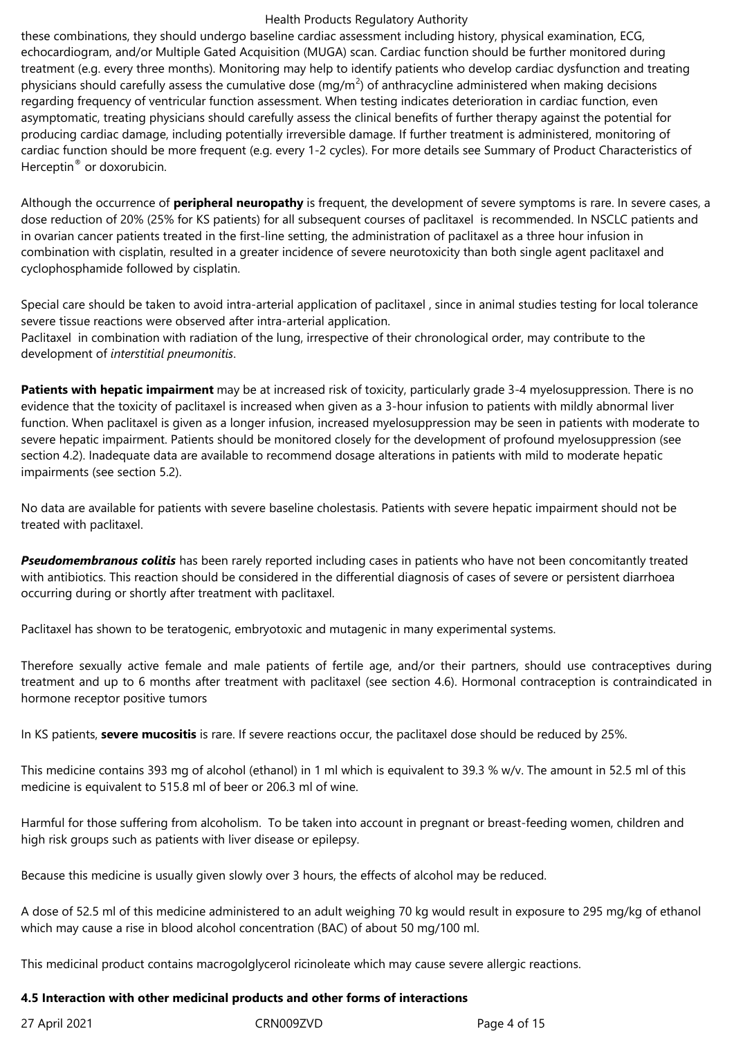these combinations, they should undergo baseline cardiac assessment including history, physical examination, ECG, echocardiogram, and/or Multiple Gated Acquisition (MUGA) scan. Cardiac function should be further monitored during treatment (e.g. every three months). Monitoring may help to identify patients who develop cardiac dysfunction and treating physicians should carefully assess the cumulative dose ($mg/m^2$) of anthracycline administered when making decisions regarding frequency of ventricular function assessment. When testing indicates deterioration in cardiac function, even asymptomatic, treating physicians should carefully assess the clinical benefits of further therapy against the potential for producing cardiac damage, including potentially irreversible damage. If further treatment is administered, monitoring of cardiac function should be more frequent (e.g. every 1-2 cycles). For more details see Summary of Product Characteristics of Herceptin® or doxorubicin.

Although the occurrence of **peripheral neuropathy** is frequent, the development of severe symptoms is rare. In severe cases, a dose reduction of 20% (25% for KS patients) for all subsequent courses of paclitaxel is recommended. In NSCLC patients and in ovarian cancer patients treated in the first-line setting, the administration of paclitaxel as a three hour infusion in combination with cisplatin, resulted in a greater incidence of severe neurotoxicity than both single agent paclitaxel and cyclophosphamide followed by cisplatin.

Special care should be taken to avoid intra-arterial application of paclitaxel , since in animal studies testing for local tolerance severe tissue reactions were observed after intra-arterial application.
Paclitaxel in combination with radiation of the lung, irrespective of their chronological order, may contribute to the development of *interstitial pneumonitis*.

**Patients with hepatic impairment** may be at increased risk of toxicity, particularly grade 3-4 myelosuppression. There is no evidence that the toxicity of paclitaxel is increased when given as a 3-hour infusion to patients with mildly abnormal liver function. When paclitaxel is given as a longer infusion, increased myelosuppression may be seen in patients with moderate to severe hepatic impairment. Patients should be monitored closely for the development of profound myelosuppression (see section 4.2). Inadequate data are available to recommend dosage alterations in patients with mild to moderate hepatic impairments (see section 5.2).

No data are available for patients with severe baseline cholestasis. Patients with severe hepatic impairment should not be treated with paclitaxel.

***Pseudomembranous colitis*** has been rarely reported including cases in patients who have not been concomitantly treated with antibiotics. This reaction should be considered in the differential diagnosis of cases of severe or persistent diarrhoea occurring during or shortly after treatment with paclitaxel.

Paclitaxel has shown to be teratogenic, embryotoxic and mutagenic in many experimental systems.

Therefore sexually active female and male patients of fertile age, and/or their partners, should use contraceptives during treatment and up to 6 months after treatment with paclitaxel (see section 4.6). Hormonal contraception is contraindicated in hormone receptor positive tumors

In KS patients, **severe mucositis** is rare. If severe reactions occur, the paclitaxel dose should be reduced by 25%.

This medicine contains 393 mg of alcohol (ethanol) in 1 ml which is equivalent to 39.3 % w/v. The amount in 52.5 ml of this medicine is equivalent to 515.8 ml of beer or 206.3 ml of wine.

Harmful for those suffering from alcoholism. To be taken into account in pregnant or breast-feeding women, children and high risk groups such as patients with liver disease or epilepsy.

Because this medicine is usually given slowly over 3 hours, the effects of alcohol may be reduced.

A dose of 52.5 ml of this medicine administered to an adult weighing 70 kg would result in exposure to 295 mg/kg of ethanol which may cause a rise in blood alcohol concentration (BAC) of about 50 mg/100 ml.

This medicinal product contains macrogolglycerol ricinoleate which may cause severe allergic reactions.

### 4.5 Interaction with other medicinal products and other forms of interactions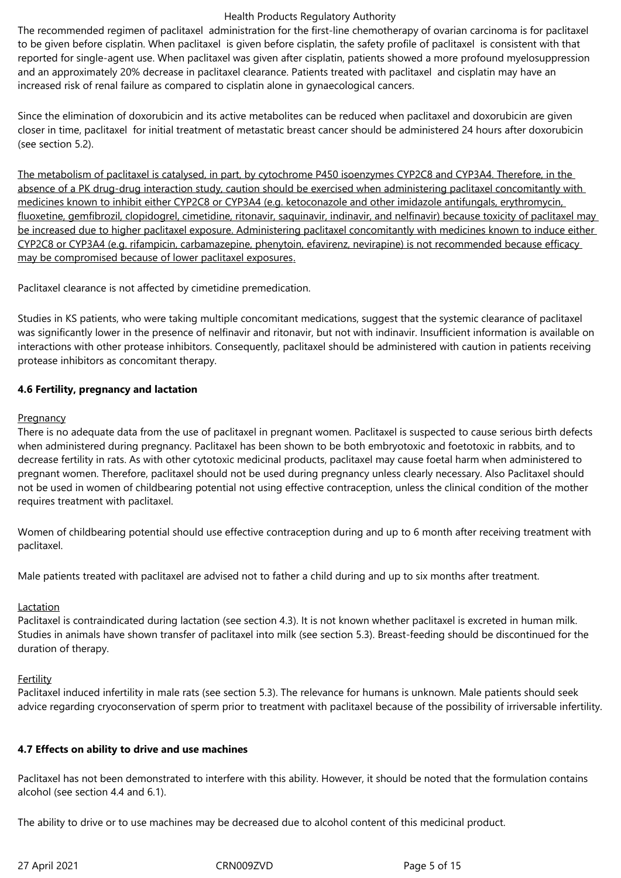The recommended regimen of paclitaxel administration for the first-line chemotherapy of ovarian carcinoma is for paclitaxel to be given before cisplatin. When paclitaxel is given before cisplatin, the safety profile of paclitaxel is consistent with that reported for single-agent use. When paclitaxel was given after cisplatin, patients showed a more profound myelosuppression and an approximately 20% decrease in paclitaxel clearance. Patients treated with paclitaxel and cisplatin may have an increased risk of renal failure as compared to cisplatin alone in gynaecological cancers.

Since the elimination of doxorubicin and its active metabolites can be reduced when paclitaxel and doxorubicin are given closer in time, paclitaxel for initial treatment of metastatic breast cancer should be administered 24 hours after doxorubicin (see section 5.2).

<u>The metabolism of paclitaxel is catalysed, in part, by cytochrome P450 isoenzymes CYP2C8 and CYP3A4. Therefore, in the absence of a PK drug-drug interaction study, caution should be exercised when administering paclitaxel concomitantly with medicines known to inhibit either CYP2C8 or CYP3A4 (e.g. ketoconazole and other imidazole antifungals, erythromycin, fluoxetine, gemfibrozil, clopidogrel, cimetidine, ritonavir, saquinavir, indinavir, and nelfinavir) because toxicity of paclitaxel may be increased due to higher paclitaxel exposure. Administering paclitaxel concomitantly with medicines known to induce either CYP2C8 or CYP3A4 (e.g. rifampicin, carbamazepine, phenytoin, efavirenz, nevirapine) is not recommended because efficacy may be compromised because of lower paclitaxel exposures.</u>

Paclitaxel clearance is not affected by cimetidine premedication.

Studies in KS patients, who were taking multiple concomitant medications, suggest that the systemic clearance of paclitaxel was significantly lower in the presence of nelfinavir and ritonavir, but not with indinavir. Insufficient information is available on interactions with other protease inhibitors. Consequently, paclitaxel should be administered with caution in patients receiving protease inhibitors as concomitant therapy.

**4.6 Fertility, pregnancy and lactation**

<u>Pregnancy</u>
There is no adequate data from the use of paclitaxel in pregnant women. Paclitaxel is suspected to cause serious birth defects when administered during pregnancy. Paclitaxel has been shown to be both embryotoxic and foetotoxic in rabbits, and to decrease fertility in rats. As with other cytotoxic medicinal products, paclitaxel may cause foetal harm when administered to pregnant women. Therefore, paclitaxel should not be used during pregnancy unless clearly necessary. Also Paclitaxel should not be used in women of childbearing potential not using effective contraception, unless the clinical condition of the mother requires treatment with paclitaxel.

Women of childbearing potential should use effective contraception during and up to 6 month after receiving treatment with paclitaxel.

Male patients treated with paclitaxel are advised not to father a child during and up to six months after treatment.

<u>Lactation</u>
Paclitaxel is contraindicated during lactation (see section 4.3). It is not known whether paclitaxel is excreted in human milk. Studies in animals have shown transfer of paclitaxel into milk (see section 5.3). Breast-feeding should be discontinued for the duration of therapy.

<u>Fertility</u>
Paclitaxel induced infertility in male rats (see section 5.3). The relevance for humans is unknown. Male patients should seek advice regarding cryoconservation of sperm prior to treatment with paclitaxel because of the possibility of irriversable infertility.

**4.7 Effects on ability to drive and use machines**

Paclitaxel has not been demonstrated to interfere with this ability. However, it should be noted that the formulation contains alcohol (see section 4.4 and 6.1).

The ability to drive or to use machines may be decreased due to alcohol content of this medicinal product.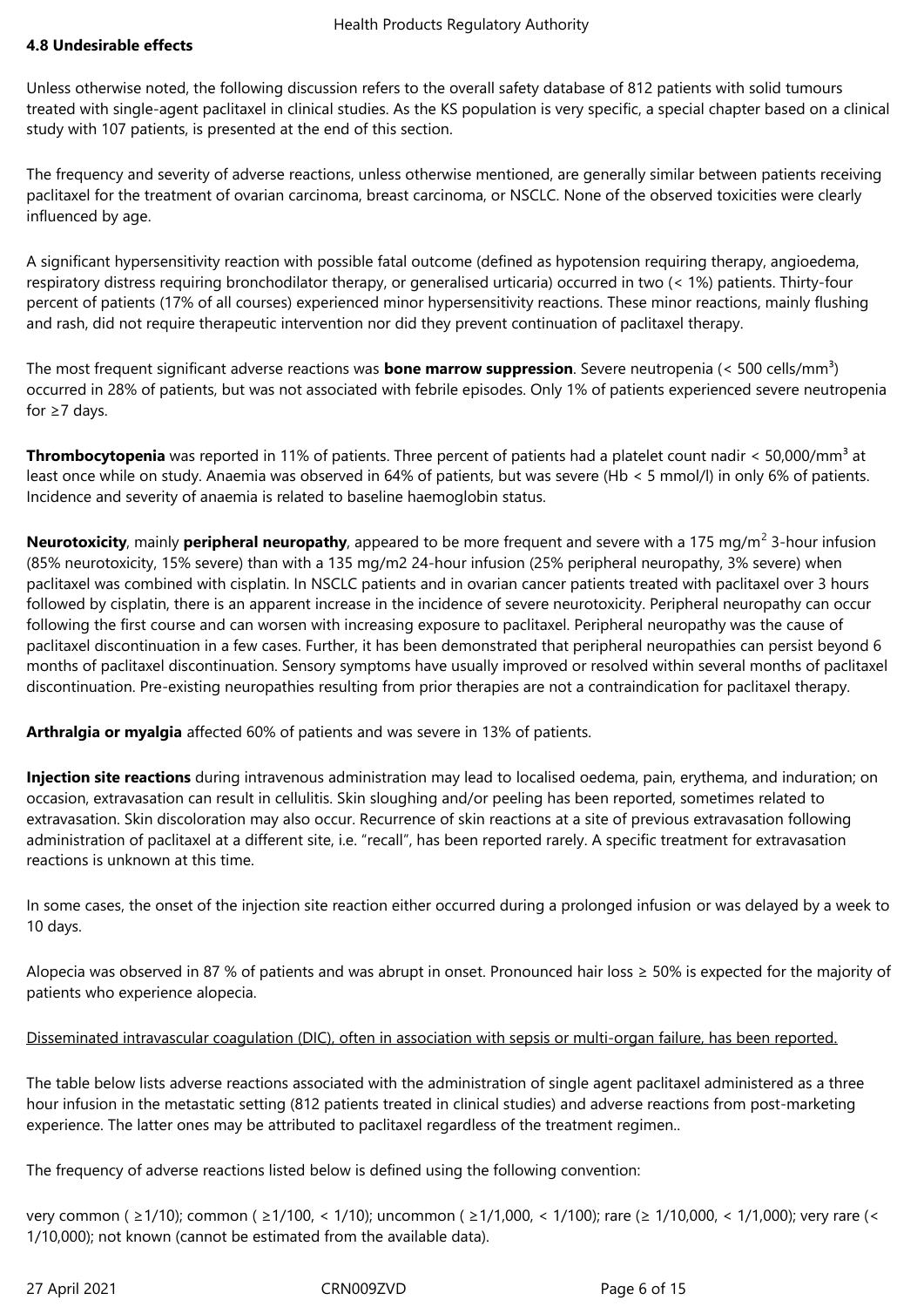### 4.8 Undesirable effects

Unless otherwise noted, the following discussion refers to the overall safety database of 812 patients with solid tumours treated with single-agent paclitaxel in clinical studies. As the KS population is very specific, a special chapter based on a clinical study with 107 patients, is presented at the end of this section.

The frequency and severity of adverse reactions, unless otherwise mentioned, are generally similar between patients receiving paclitaxel for the treatment of ovarian carcinoma, breast carcinoma, or NSCLC. None of the observed toxicities were clearly influenced by age.

A significant hypersensitivity reaction with possible fatal outcome (defined as hypotension requiring therapy, angioedema, respiratory distress requiring bronchodilator therapy, or generalised urticaria) occurred in two (< 1%) patients. Thirty-four percent of patients (17% of all courses) experienced minor hypersensitivity reactions. These minor reactions, mainly flushing and rash, did not require therapeutic intervention nor did they prevent continuation of paclitaxel therapy.

The most frequent significant adverse reactions was **bone marrow suppression**. Severe neutropenia (< 500 cells/mm$^3$) occurred in 28% of patients, but was not associated with febrile episodes. Only 1% of patients experienced severe neutropenia for ≥7 days.

**Thrombocytopenia** was reported in 11% of patients. Three percent of patients had a platelet count nadir < 50,000/mm$^3$ at least once while on study. Anaemia was observed in 64% of patients, but was severe (Hb < 5 mmol/l) in only 6% of patients. Incidence and severity of anaemia is related to baseline haemoglobin status.

**Neurotoxicity**, mainly **peripheral neuropathy**, appeared to be more frequent and severe with a 175 mg/m$^2$ 3-hour infusion (85% neurotoxicity, 15% severe) than with a 135 mg/m2 24-hour infusion (25% peripheral neuropathy, 3% severe) when paclitaxel was combined with cisplatin. In NSCLC patients and in ovarian cancer patients treated with paclitaxel over 3 hours followed by cisplatin, there is an apparent increase in the incidence of severe neurotoxicity. Peripheral neuropathy can occur following the first course and can worsen with increasing exposure to paclitaxel. Peripheral neuropathy was the cause of paclitaxel discontinuation in a few cases. Further, it has been demonstrated that peripheral neuropathies can persist beyond 6 months of paclitaxel discontinuation. Sensory symptoms have usually improved or resolved within several months of paclitaxel discontinuation. Pre-existing neuropathies resulting from prior therapies are not a contraindication for paclitaxel therapy.

**Arthralgia or myalgia** affected 60% of patients and was severe in 13% of patients.

**Injection site reactions** during intravenous administration may lead to localised oedema, pain, erythema, and induration; on occasion, extravasation can result in cellulitis. Skin sloughing and/or peeling has been reported, sometimes related to extravasation. Skin discoloration may also occur. Recurrence of skin reactions at a site of previous extravasation following administration of paclitaxel at a different site, i.e. "recall", has been reported rarely. A specific treatment for extravasation reactions is unknown at this time.

In some cases, the onset of the injection site reaction either occurred during a prolonged infusion or was delayed by a week to 10 days.

Alopecia was observed in 87 % of patients and was abrupt in onset. Pronounced hair loss ≥ 50% is expected for the majority of patients who experience alopecia.

Disseminated intravascular coagulation (DIC), often in association with sepsis or multi-organ failure, has been reported.

The table below lists adverse reactions associated with the administration of single agent paclitaxel administered as a three hour infusion in the metastatic setting (812 patients treated in clinical studies) and adverse reactions from post-marketing experience. The latter ones may be attributed to paclitaxel regardless of the treatment regimen..

The frequency of adverse reactions listed below is defined using the following convention:

very common ( ≥1/10); common ( ≥1/100, < 1/10); uncommon ( ≥1/1,000, < 1/100); rare (≥ 1/10,000, < 1/1,000); very rare (< 1/10,000); not known (cannot be estimated from the available data).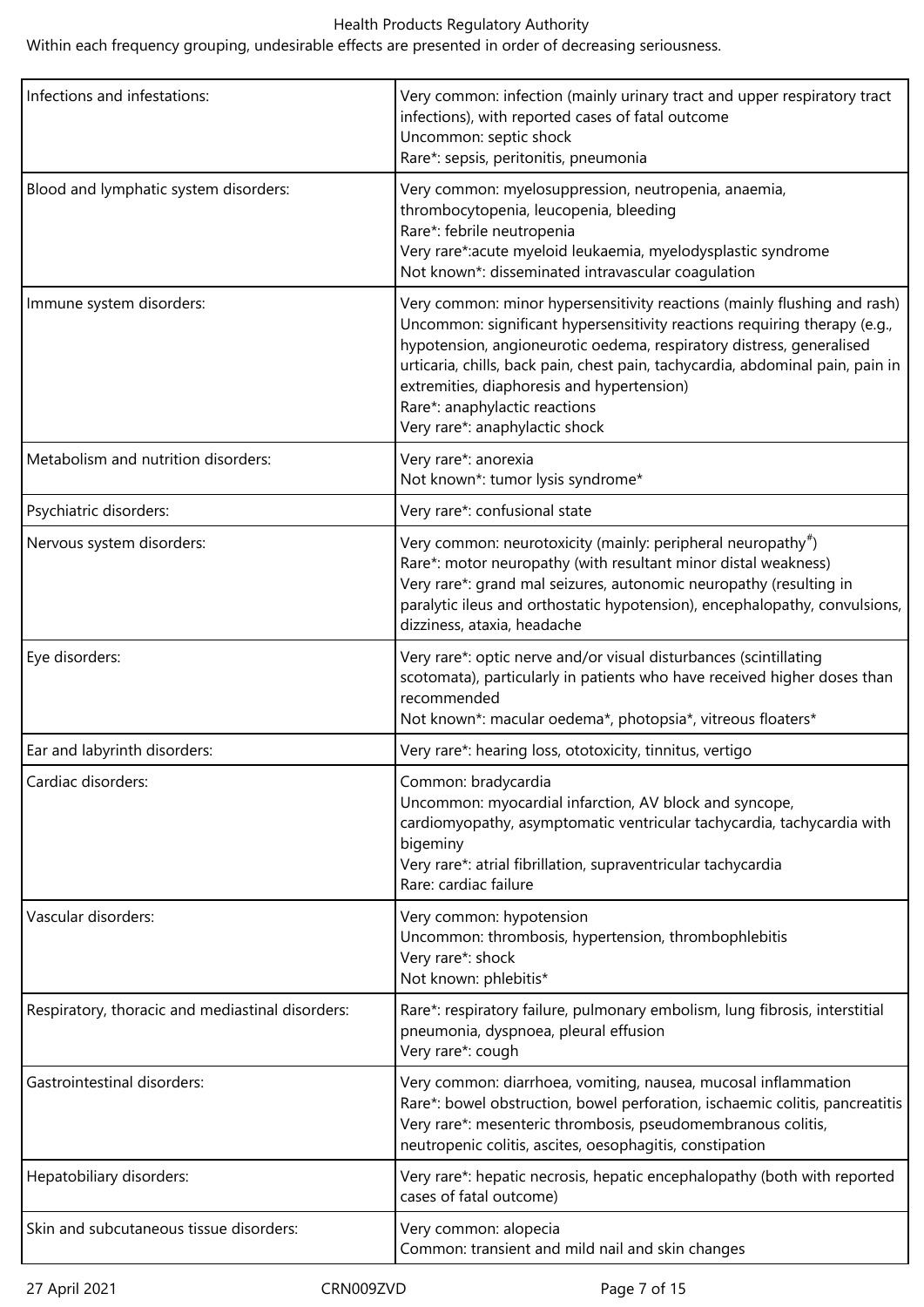Within each frequency grouping, undesirable effects are presented in order of decreasing seriousness.

| | |
|---|---|
| Infections and infestations: | Very common: infection (mainly urinary tract and upper respiratory tract infections), with reported cases of fatal outcome<br>Uncommon: septic shock<br>Rare*: sepsis, peritonitis, pneumonia |
| Blood and lymphatic system disorders: | Very common: myelosuppression, neutropenia, anaemia, thrombocytopenia, leucopenia, bleeding<br>Rare*: febrile neutropenia<br>Very rare*:acute myeloid leukaemia, myelodysplastic syndrome<br>Not known*: disseminated intravascular coagulation |
| Immune system disorders: | Very common: minor hypersensitivity reactions (mainly flushing and rash)<br>Uncommon: significant hypersensitivity reactions requiring therapy (e.g., hypotension, angioneurotic oedema, respiratory distress, generalised urticaria, chills, back pain, chest pain, tachycardia, abdominal pain, pain in extremities, diaphoresis and hypertension)<br>Rare*: anaphylactic reactions<br>Very rare*: anaphylactic shock |
| Metabolism and nutrition disorders: | Very rare*: anorexia<br>Not known*: tumor lysis syndrome* |
| Psychiatric disorders: | Very rare*: confusional state |
| Nervous system disorders: | Very common: neurotoxicity (mainly: peripheral neuropathy#)<br>Rare*: motor neuropathy (with resultant minor distal weakness)<br>Very rare*: grand mal seizures, autonomic neuropathy (resulting in paralytic ileus and orthostatic hypotension), encephalopathy, convulsions, dizziness, ataxia, headache |
| Eye disorders: | Very rare*: optic nerve and/or visual disturbances (scintillating scotomata), particularly in patients who have received higher doses than recommended<br>Not known*: macular oedema*, photopsia*, vitreous floaters* |
| Ear and labyrinth disorders: | Very rare*: hearing loss, ototoxicity, tinnitus, vertigo |
| Cardiac disorders: | Common: bradycardia<br>Uncommon: myocardial infarction, AV block and syncope, cardiomyopathy, asymptomatic ventricular tachycardia, tachycardia with bigeminy<br>Very rare*: atrial fibrillation, supraventricular tachycardia<br>Rare: cardiac failure |
| Vascular disorders: | Very common: hypotension<br>Uncommon: thrombosis, hypertension, thrombophlebitis<br>Very rare*: shock<br>Not known: phlebitis* |
| Respiratory, thoracic and mediastinal disorders: | Rare*: respiratory failure, pulmonary embolism, lung fibrosis, interstitial pneumonia, dyspnoea, pleural effusion<br>Very rare*: cough |
| Gastrointestinal disorders: | Very common: diarrhoea, vomiting, nausea, mucosal inflammation<br>Rare*: bowel obstruction, bowel perforation, ischaemic colitis, pancreatitis<br>Very rare*: mesenteric thrombosis, pseudomembranous colitis, neutropenic colitis, ascites, oesophagitis, constipation |
| Hepatobiliary disorders: | Very rare*: hepatic necrosis, hepatic encephalopathy (both with reported cases of fatal outcome) |
| Skin and subcutaneous tissue disorders: | Very common: alopecia<br>Common: transient and mild nail and skin changes |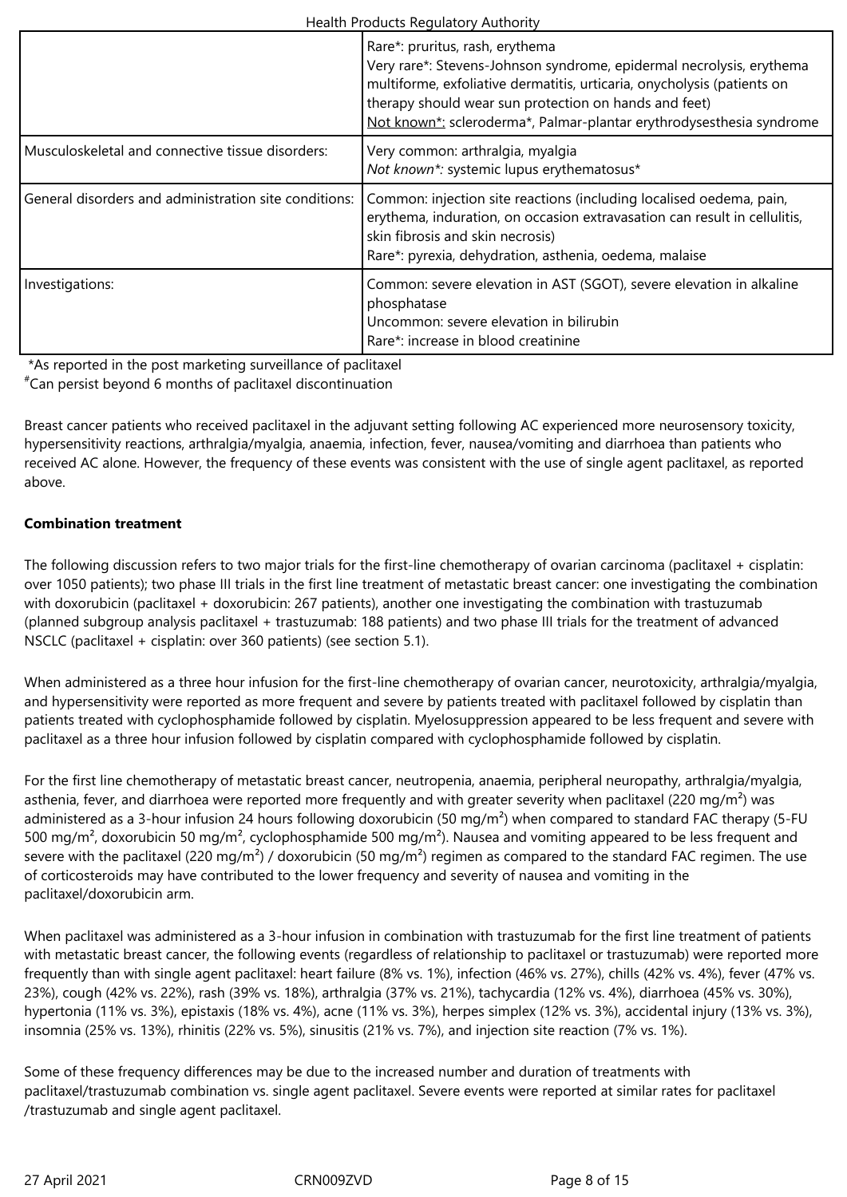| | |
|---|---|
| | Rare*: pruritus, rash, erythema<br>Very rare*: Stevens-Johnson syndrome, epidermal necrolysis, erythema multiforme, exfoliative dermatitis, urticaria, onycholysis (patients on therapy should wear sun protection on hands and feet)<br>Not known*: scleroderma*, Palmar-plantar erythrodysesthesia syndrome |
| Musculoskeletal and connective tissue disorders: | Very common: arthralgia, myalgia<br>*Not known*:* systemic lupus erythematosus* |
| General disorders and administration site conditions: | Common: injection site reactions (including localised oedema, pain, erythema, induration, on occasion extravasation can result in cellulitis, skin fibrosis and skin necrosis)<br>Rare*: pyrexia, dehydration, asthenia, oedema, malaise |
| Investigations: | Common: severe elevation in AST (SGOT), severe elevation in alkaline phosphatase<br>Uncommon: severe elevation in bilirubin<br>Rare*: increase in blood creatinine |

*As reported in the post marketing surveillance of paclitaxel
#Can persist beyond 6 months of paclitaxel discontinuation

Breast cancer patients who received paclitaxel in the adjuvant setting following AC experienced more neurosensory toxicity, hypersensitivity reactions, arthralgia/myalgia, anaemia, infection, fever, nausea/vomiting and diarrhoea than patients who received AC alone. However, the frequency of these events was consistent with the use of single agent paclitaxel, as reported above.

**Combination treatment**

The following discussion refers to two major trials for the first-line chemotherapy of ovarian carcinoma (paclitaxel + cisplatin: over 1050 patients); two phase III trials in the first line treatment of metastatic breast cancer: one investigating the combination with doxorubicin (paclitaxel + doxorubicin: 267 patients), another one investigating the combination with trastuzumab (planned subgroup analysis paclitaxel + trastuzumab: 188 patients) and two phase III trials for the treatment of advanced NSCLC (paclitaxel + cisplatin: over 360 patients) (see section 5.1).

When administered as a three hour infusion for the first-line chemotherapy of ovarian cancer, neurotoxicity, arthralgia/myalgia, and hypersensitivity were reported as more frequent and severe by patients treated with paclitaxel followed by cisplatin than patients treated with cyclophosphamide followed by cisplatin. Myelosuppression appeared to be less frequent and severe with paclitaxel as a three hour infusion followed by cisplatin compared with cyclophosphamide followed by cisplatin.

For the first line chemotherapy of metastatic breast cancer, neutropenia, anaemia, peripheral neuropathy, arthralgia/myalgia, asthenia, fever, and diarrhoea were reported more frequently and with greater severity when paclitaxel (220 mg/m²) was administered as a 3-hour infusion 24 hours following doxorubicin (50 mg/m²) when compared to standard FAC therapy (5-FU 500 mg/m², doxorubicin 50 mg/m², cyclophosphamide 500 mg/m²). Nausea and vomiting appeared to be less frequent and severe with the paclitaxel (220 mg/m²) / doxorubicin (50 mg/m²) regimen as compared to the standard FAC regimen. The use of corticosteroids may have contributed to the lower frequency and severity of nausea and vomiting in the paclitaxel/doxorubicin arm.

When paclitaxel was administered as a 3-hour infusion in combination with trastuzumab for the first line treatment of patients with metastatic breast cancer, the following events (regardless of relationship to paclitaxel or trastuzumab) were reported more frequently than with single agent paclitaxel: heart failure (8% vs. 1%), infection (46% vs. 27%), chills (42% vs. 4%), fever (47% vs. 23%), cough (42% vs. 22%), rash (39% vs. 18%), arthralgia (37% vs. 21%), tachycardia (12% vs. 4%), diarrhoea (45% vs. 30%), hypertonia (11% vs. 3%), epistaxis (18% vs. 4%), acne (11% vs. 3%), herpes simplex (12% vs. 3%), accidental injury (13% vs. 3%), insomnia (25% vs. 13%), rhinitis (22% vs. 5%), sinusitis (21% vs. 7%), and injection site reaction (7% vs. 1%).

Some of these frequency differences may be due to the increased number and duration of treatments with paclitaxel/trastuzumab combination vs. single agent paclitaxel. Severe events were reported at similar rates for paclitaxel /trastuzumab and single agent paclitaxel.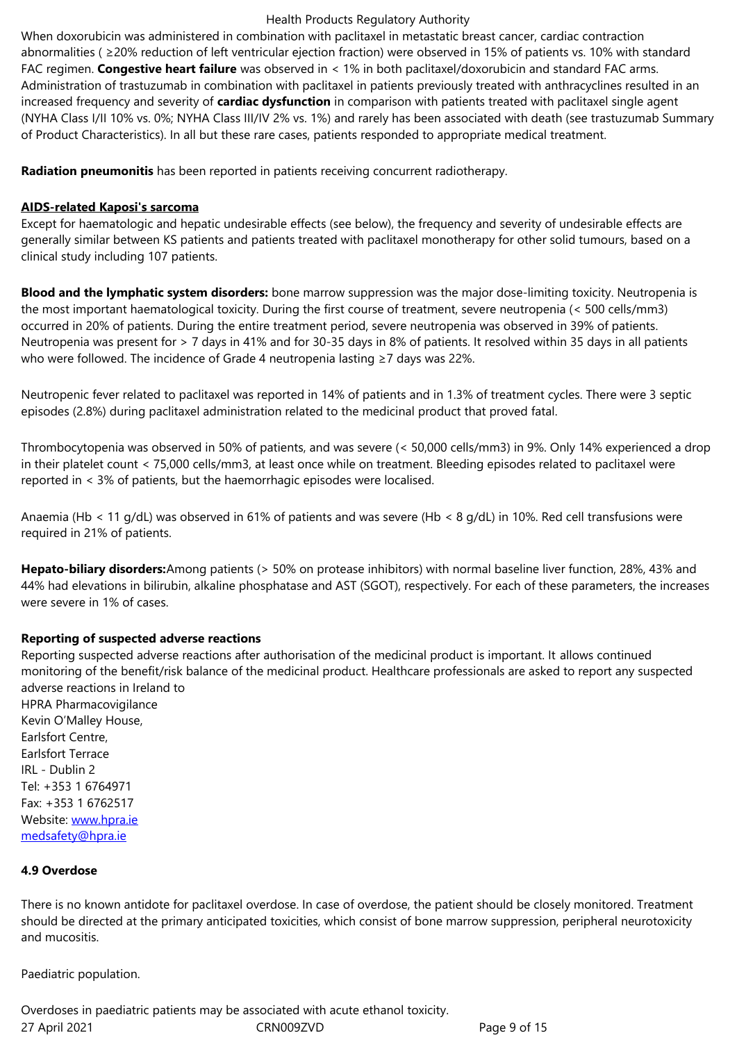When doxorubicin was administered in combination with paclitaxel in metastatic breast cancer, cardiac contraction abnormalities ( ≥20% reduction of left ventricular ejection fraction) were observed in 15% of patients vs. 10% with standard FAC regimen. **Congestive heart failure** was observed in < 1% in both paclitaxel/doxorubicin and standard FAC arms. Administration of trastuzumab in combination with paclitaxel in patients previously treated with anthracyclines resulted in an increased frequency and severity of **cardiac dysfunction** in comparison with patients treated with paclitaxel single agent (NYHA Class I/II 10% vs. 0%; NYHA Class III/IV 2% vs. 1%) and rarely has been associated with death (see trastuzumab Summary of Product Characteristics). In all but these rare cases, patients responded to appropriate medical treatment.

**Radiation pneumonitis** has been reported in patients receiving concurrent radiotherapy.

**AIDS-related Kaposi's sarcoma**

Except for haematologic and hepatic undesirable effects (see below), the frequency and severity of undesirable effects are generally similar between KS patients and patients treated with paclitaxel monotherapy for other solid tumours, based on a clinical study including 107 patients.

**Blood and the lymphatic system disorders:** bone marrow suppression was the major dose-limiting toxicity. Neutropenia is the most important haematological toxicity. During the first course of treatment, severe neutropenia (< 500 cells/mm3) occurred in 20% of patients. During the entire treatment period, severe neutropenia was observed in 39% of patients. Neutropenia was present for > 7 days in 41% and for 30-35 days in 8% of patients. It resolved within 35 days in all patients who were followed. The incidence of Grade 4 neutropenia lasting ≥7 days was 22%.

Neutropenic fever related to paclitaxel was reported in 14% of patients and in 1.3% of treatment cycles. There were 3 septic episodes (2.8%) during paclitaxel administration related to the medicinal product that proved fatal.

Thrombocytopenia was observed in 50% of patients, and was severe (< 50,000 cells/mm3) in 9%. Only 14% experienced a drop in their platelet count < 75,000 cells/mm3, at least once while on treatment. Bleeding episodes related to paclitaxel were reported in < 3% of patients, but the haemorrhagic episodes were localised.

Anaemia (Hb < 11 g/dL) was observed in 61% of patients and was severe (Hb < 8 g/dL) in 10%. Red cell transfusions were required in 21% of patients.

**Hepato-biliary disorders:** Among patients (> 50% on protease inhibitors) with normal baseline liver function, 28%, 43% and 44% had elevations in bilirubin, alkaline phosphatase and AST (SGOT), respectively. For each of these parameters, the increases were severe in 1% of cases.

**Reporting of suspected adverse reactions**

Reporting suspected adverse reactions after authorisation of the medicinal product is important. It allows continued monitoring of the benefit/risk balance of the medicinal product. Healthcare professionals are asked to report any suspected adverse reactions in Ireland to
HPRA Pharmacovigilance
Kevin O'Malley House,
Earlsfort Centre,
Earlsfort Terrace
IRL - Dublin 2
Tel: +353 1 6764971
Fax: +353 1 6762517
Website: www.hpra.ie
medsafety@hpra.ie

**4.9 Overdose**

There is no known antidote for paclitaxel overdose. In case of overdose, the patient should be closely monitored. Treatment should be directed at the primary anticipated toxicities, which consist of bone marrow suppression, peripheral neurotoxicity and mucositis.

Paediatric population.

Overdoses in paediatric patients may be associated with acute ethanol toxicity.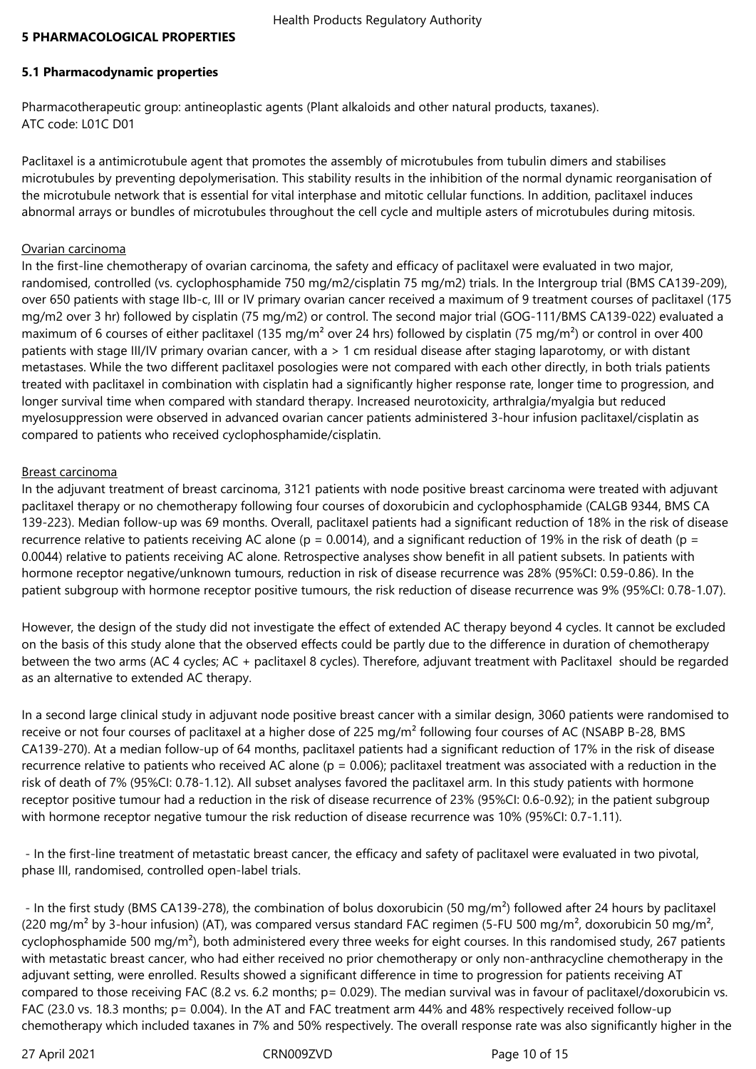## 5 PHARMACOLOGICAL PROPERTIES

### 5.1 Pharmacodynamic properties

Pharmacotherapeutic group: antineoplastic agents (Plant alkaloids and other natural products, taxanes).
ATC code: L01C D01

Paclitaxel is a antimicrotubule agent that promotes the assembly of microtubules from tubulin dimers and stabilises microtubules by preventing depolymerisation. This stability results in the inhibition of the normal dynamic reorganisation of the microtubule network that is essential for vital interphase and mitotic cellular functions. In addition, paclitaxel induces abnormal arrays or bundles of microtubules throughout the cell cycle and multiple asters of microtubules during mitosis.

Ovarian carcinoma

In the first-line chemotherapy of ovarian carcinoma, the safety and efficacy of paclitaxel were evaluated in two major, randomised, controlled (vs. cyclophosphamide 750 mg/m2/cisplatin 75 mg/m2) trials. In the Intergroup trial (BMS CA139-209), over 650 patients with stage IIb-c, III or IV primary ovarian cancer received a maximum of 9 treatment courses of paclitaxel (175 mg/m2 over 3 hr) followed by cisplatin (75 mg/m2) or control. The second major trial (GOG-111/BMS CA139-022) evaluated a maximum of 6 courses of either paclitaxel (135 mg/m² over 24 hrs) followed by cisplatin (75 mg/m²) or control in over 400 patients with stage III/IV primary ovarian cancer, with a > 1 cm residual disease after staging laparotomy, or with distant metastases. While the two different paclitaxel posologies were not compared with each other directly, in both trials patients treated with paclitaxel in combination with cisplatin had a significantly higher response rate, longer time to progression, and longer survival time when compared with standard therapy. Increased neurotoxicity, arthralgia/myalgia but reduced myelosuppression were observed in advanced ovarian cancer patients administered 3-hour infusion paclitaxel/cisplatin as compared to patients who received cyclophosphamide/cisplatin.

Breast carcinoma

In the adjuvant treatment of breast carcinoma, 3121 patients with node positive breast carcinoma were treated with adjuvant paclitaxel therapy or no chemotherapy following four courses of doxorubicin and cyclophosphamide (CALGB 9344, BMS CA 139-223). Median follow-up was 69 months. Overall, paclitaxel patients had a significant reduction of 18% in the risk of disease recurrence relative to patients receiving AC alone (p = 0.0014), and a significant reduction of 19% in the risk of death (p = 0.0044) relative to patients receiving AC alone. Retrospective analyses show benefit in all patient subsets. In patients with hormone receptor negative/unknown tumours, reduction in risk of disease recurrence was 28% (95%CI: 0.59-0.86). In the patient subgroup with hormone receptor positive tumours, the risk reduction of disease recurrence was 9% (95%CI: 0.78-1.07).

However, the design of the study did not investigate the effect of extended AC therapy beyond 4 cycles. It cannot be excluded on the basis of this study alone that the observed effects could be partly due to the difference in duration of chemotherapy between the two arms (AC 4 cycles; AC + paclitaxel 8 cycles). Therefore, adjuvant treatment with Paclitaxel should be regarded as an alternative to extended AC therapy.

In a second large clinical study in adjuvant node positive breast cancer with a similar design, 3060 patients were randomised to receive or not four courses of paclitaxel at a higher dose of 225 mg/m² following four courses of AC (NSABP B-28, BMS CA139-270). At a median follow-up of 64 months, paclitaxel patients had a significant reduction of 17% in the risk of disease recurrence relative to patients who received AC alone (p = 0.006); paclitaxel treatment was associated with a reduction in the risk of death of 7% (95%CI: 0.78-1.12). All subset analyses favored the paclitaxel arm. In this study patients with hormone receptor positive tumour had a reduction in the risk of disease recurrence of 23% (95%CI: 0.6-0.92); in the patient subgroup with hormone receptor negative tumour the risk reduction of disease recurrence was 10% (95%CI: 0.7-1.11).

- In the first-line treatment of metastatic breast cancer, the efficacy and safety of paclitaxel were evaluated in two pivotal, phase III, randomised, controlled open-label trials.

- In the first study (BMS CA139-278), the combination of bolus doxorubicin (50 mg/m²) followed after 24 hours by paclitaxel (220 mg/m² by 3-hour infusion) (AT), was compared versus standard FAC regimen (5-FU 500 mg/m², doxorubicin 50 mg/m², cyclophosphamide 500 mg/m²), both administered every three weeks for eight courses. In this randomised study, 267 patients with metastatic breast cancer, who had either received no prior chemotherapy or only non-anthracycline chemotherapy in the adjuvant setting, were enrolled. Results showed a significant difference in time to progression for patients receiving AT compared to those receiving FAC (8.2 vs. 6.2 months; p= 0.029). The median survival was in favour of paclitaxel/doxorubicin vs. FAC (23.0 vs. 18.3 months; p= 0.004). In the AT and FAC treatment arm 44% and 48% respectively received follow-up chemotherapy which included taxanes in 7% and 50% respectively. The overall response rate was also significantly higher in the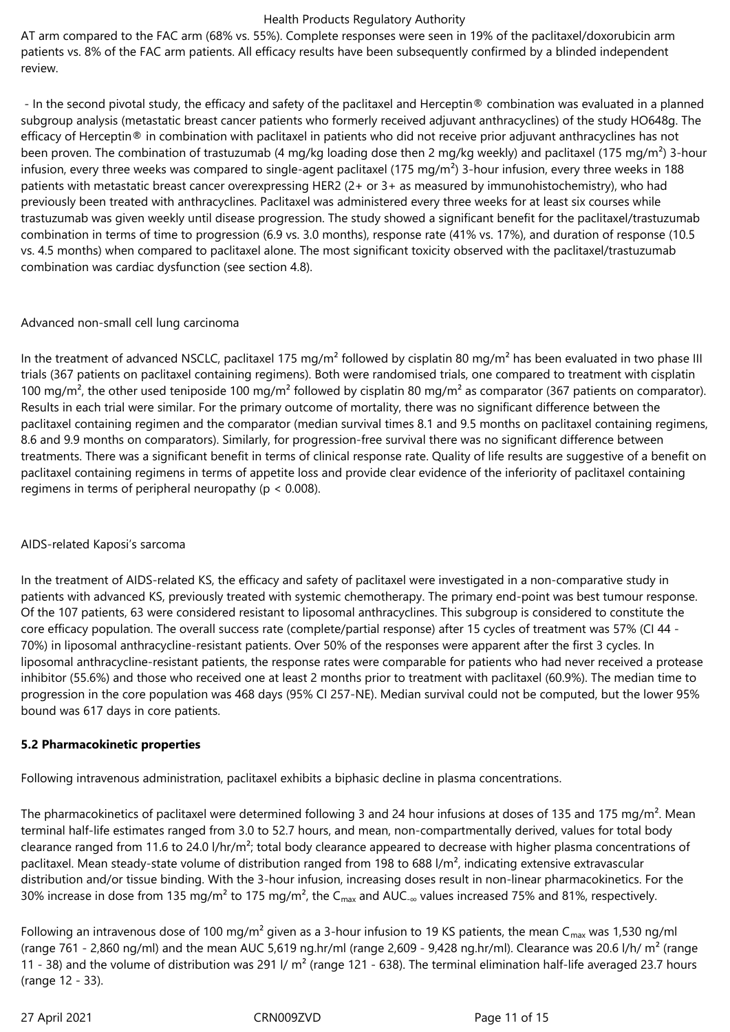AT arm compared to the FAC arm (68% vs. 55%). Complete responses were seen in 19% of the paclitaxel/doxorubicin arm patients vs. 8% of the FAC arm patients. All efficacy results have been subsequently confirmed by a blinded independent review.

- In the second pivotal study, the efficacy and safety of the paclitaxel and Herceptin® combination was evaluated in a planned subgroup analysis (metastatic breast cancer patients who formerly received adjuvant anthracyclines) of the study HO648g. The efficacy of Herceptin® in combination with paclitaxel in patients who did not receive prior adjuvant anthracyclines has not been proven. The combination of trastuzumab (4 mg/kg loading dose then 2 mg/kg weekly) and paclitaxel (175 mg/m²) 3-hour infusion, every three weeks was compared to single-agent paclitaxel (175 mg/m²) 3-hour infusion, every three weeks in 188 patients with metastatic breast cancer overexpressing HER2 (2+ or 3+ as measured by immunohistochemistry), who had previously been treated with anthracyclines. Paclitaxel was administered every three weeks for at least six courses while trastuzumab was given weekly until disease progression. The study showed a significant benefit for the paclitaxel/trastuzumab combination in terms of time to progression (6.9 vs. 3.0 months), response rate (41% vs. 17%), and duration of response (10.5 vs. 4.5 months) when compared to paclitaxel alone. The most significant toxicity observed with the paclitaxel/trastuzumab combination was cardiac dysfunction (see section 4.8).

Advanced non-small cell lung carcinoma

In the treatment of advanced NSCLC, paclitaxel 175 mg/m² followed by cisplatin 80 mg/m² has been evaluated in two phase III trials (367 patients on paclitaxel containing regimens). Both were randomised trials, one compared to treatment with cisplatin 100 mg/m², the other used teniposide 100 mg/m² followed by cisplatin 80 mg/m² as comparator (367 patients on comparator). Results in each trial were similar. For the primary outcome of mortality, there was no significant difference between the paclitaxel containing regimen and the comparator (median survival times 8.1 and 9.5 months on paclitaxel containing regimens, 8.6 and 9.9 months on comparators). Similarly, for progression-free survival there was no significant difference between treatments. There was a significant benefit in terms of clinical response rate. Quality of life results are suggestive of a benefit on paclitaxel containing regimens in terms of appetite loss and provide clear evidence of the inferiority of paclitaxel containing regimens in terms of peripheral neuropathy ($p < 0.008$).

AIDS-related Kaposi's sarcoma

In the treatment of AIDS-related KS, the efficacy and safety of paclitaxel were investigated in a non-comparative study in patients with advanced KS, previously treated with systemic chemotherapy. The primary end-point was best tumour response. Of the 107 patients, 63 were considered resistant to liposomal anthracyclines. This subgroup is considered to constitute the core efficacy population. The overall success rate (complete/partial response) after 15 cycles of treatment was 57% (CI 44 - 70%) in liposomal anthracycline-resistant patients. Over 50% of the responses were apparent after the first 3 cycles. In liposomal anthracycline-resistant patients, the response rates were comparable for patients who had never received a protease inhibitor (55.6%) and those who received one at least 2 months prior to treatment with paclitaxel (60.9%). The median time to progression in the core population was 468 days (95% CI 257-NE). Median survival could not be computed, but the lower 95% bound was 617 days in core patients.

**5.2 Pharmacokinetic properties**

Following intravenous administration, paclitaxel exhibits a biphasic decline in plasma concentrations.

The pharmacokinetics of paclitaxel were determined following 3 and 24 hour infusions at doses of 135 and 175 mg/m². Mean terminal half-life estimates ranged from 3.0 to 52.7 hours, and mean, non-compartmentally derived, values for total body clearance ranged from 11.6 to 24.0 l/hr/m²; total body clearance appeared to decrease with higher plasma concentrations of paclitaxel. Mean steady-state volume of distribution ranged from 198 to 688 l/m², indicating extensive extravascular distribution and/or tissue binding. With the 3-hour infusion, increasing doses result in non-linear pharmacokinetics. For the 30% increase in dose from 135 mg/m² to 175 mg/m², the $C_{max}$ and $AUC_{-\infty}$ values increased 75% and 81%, respectively.

Following an intravenous dose of 100 mg/m² given as a 3-hour infusion to 19 KS patients, the mean $C_{max}$ was 1,530 ng/ml (range 761 - 2,860 ng/ml) and the mean AUC 5,619 ng.hr/ml (range 2,609 - 9,428 ng.hr/ml). Clearance was 20.6 l/h/ m² (range 11 - 38) and the volume of distribution was 291 l/ m² (range 121 - 638). The terminal elimination half-life averaged 23.7 hours (range 12 - 33).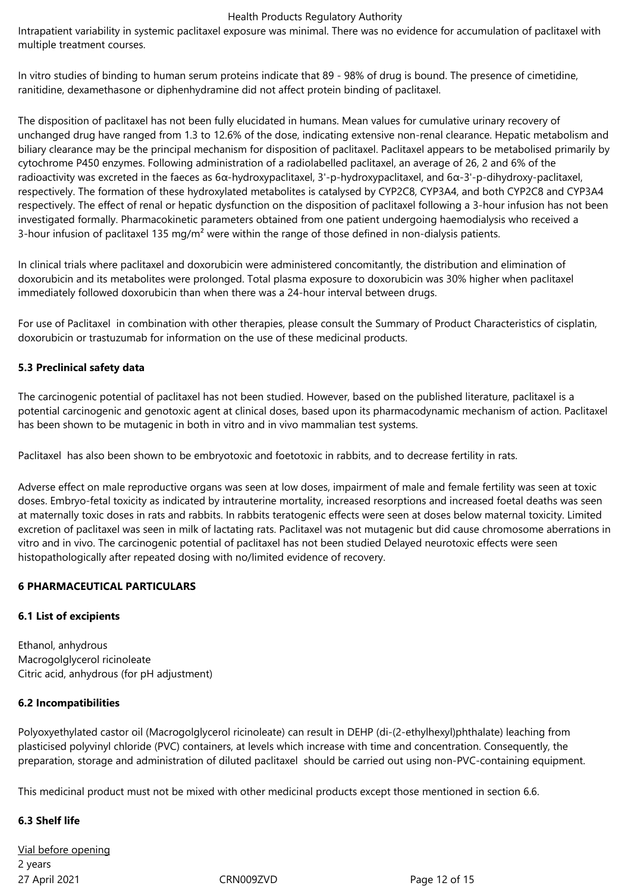Intrapatient variability in systemic paclitaxel exposure was minimal. There was no evidence for accumulation of paclitaxel with multiple treatment courses.

In vitro studies of binding to human serum proteins indicate that 89 - 98% of drug is bound. The presence of cimetidine, ranitidine, dexamethasone or diphenhydramine did not affect protein binding of paclitaxel.

The disposition of paclitaxel has not been fully elucidated in humans. Mean values for cumulative urinary recovery of unchanged drug have ranged from 1.3 to 12.6% of the dose, indicating extensive non-renal clearance. Hepatic metabolism and biliary clearance may be the principal mechanism for disposition of paclitaxel. Paclitaxel appears to be metabolised primarily by cytochrome P450 enzymes. Following administration of a radiolabelled paclitaxel, an average of 26, 2 and 6% of the radioactivity was excreted in the faeces as 6α-hydroxypaclitaxel, 3'-p-hydroxypaclitaxel, and 6α-3'-p-dihydroxy-paclitaxel, respectively. The formation of these hydroxylated metabolites is catalysed by CYP2C8, CYP3A4, and both CYP2C8 and CYP3A4 respectively. The effect of renal or hepatic dysfunction on the disposition of paclitaxel following a 3-hour infusion has not been investigated formally. Pharmacokinetic parameters obtained from one patient undergoing haemodialysis who received a 3-hour infusion of paclitaxel 135 mg/m² were within the range of those defined in non-dialysis patients.

In clinical trials where paclitaxel and doxorubicin were administered concomitantly, the distribution and elimination of doxorubicin and its metabolites were prolonged. Total plasma exposure to doxorubicin was 30% higher when paclitaxel immediately followed doxorubicin than when there was a 24-hour interval between drugs.

For use of Paclitaxel in combination with other therapies, please consult the Summary of Product Characteristics of cisplatin, doxorubicin or trastuzumab for information on the use of these medicinal products.

**5.3 Preclinical safety data**

The carcinogenic potential of paclitaxel has not been studied. However, based on the published literature, paclitaxel is a potential carcinogenic and genotoxic agent at clinical doses, based upon its pharmacodynamic mechanism of action. Paclitaxel has been shown to be mutagenic in both in vitro and in vivo mammalian test systems.

Paclitaxel has also been shown to be embryotoxic and foetotoxic in rabbits, and to decrease fertility in rats.

Adverse effect on male reproductive organs was seen at low doses, impairment of male and female fertility was seen at toxic doses. Embryo-fetal toxicity as indicated by intrauterine mortality, increased resorptions and increased foetal deaths was seen at maternally toxic doses in rats and rabbits. In rabbits teratogenic effects were seen at doses below maternal toxicity. Limited excretion of paclitaxel was seen in milk of lactating rats. Paclitaxel was not mutagenic but did cause chromosome aberrations in vitro and in vivo. The carcinogenic potential of paclitaxel has not been studied Delayed neurotoxic effects were seen histopathologically after repeated dosing with no/limited evidence of recovery.

**6 PHARMACEUTICAL PARTICULARS**

**6.1 List of excipients**

Ethanol, anhydrous
Macrogolglycerol ricinoleate
Citric acid, anhydrous (for pH adjustment)

**6.2 Incompatibilities**

Polyoxyethylated castor oil (Macrogolglycerol ricinoleate) can result in DEHP (di-(2-ethylhexyl)phthalate) leaching from plasticised polyvinyl chloride (PVC) containers, at levels which increase with time and concentration. Consequently, the preparation, storage and administration of diluted paclitaxel should be carried out using non-PVC-containing equipment.

This medicinal product must not be mixed with other medicinal products except those mentioned in section 6.6.

**6.3 Shelf life**

Vial before opening
2 years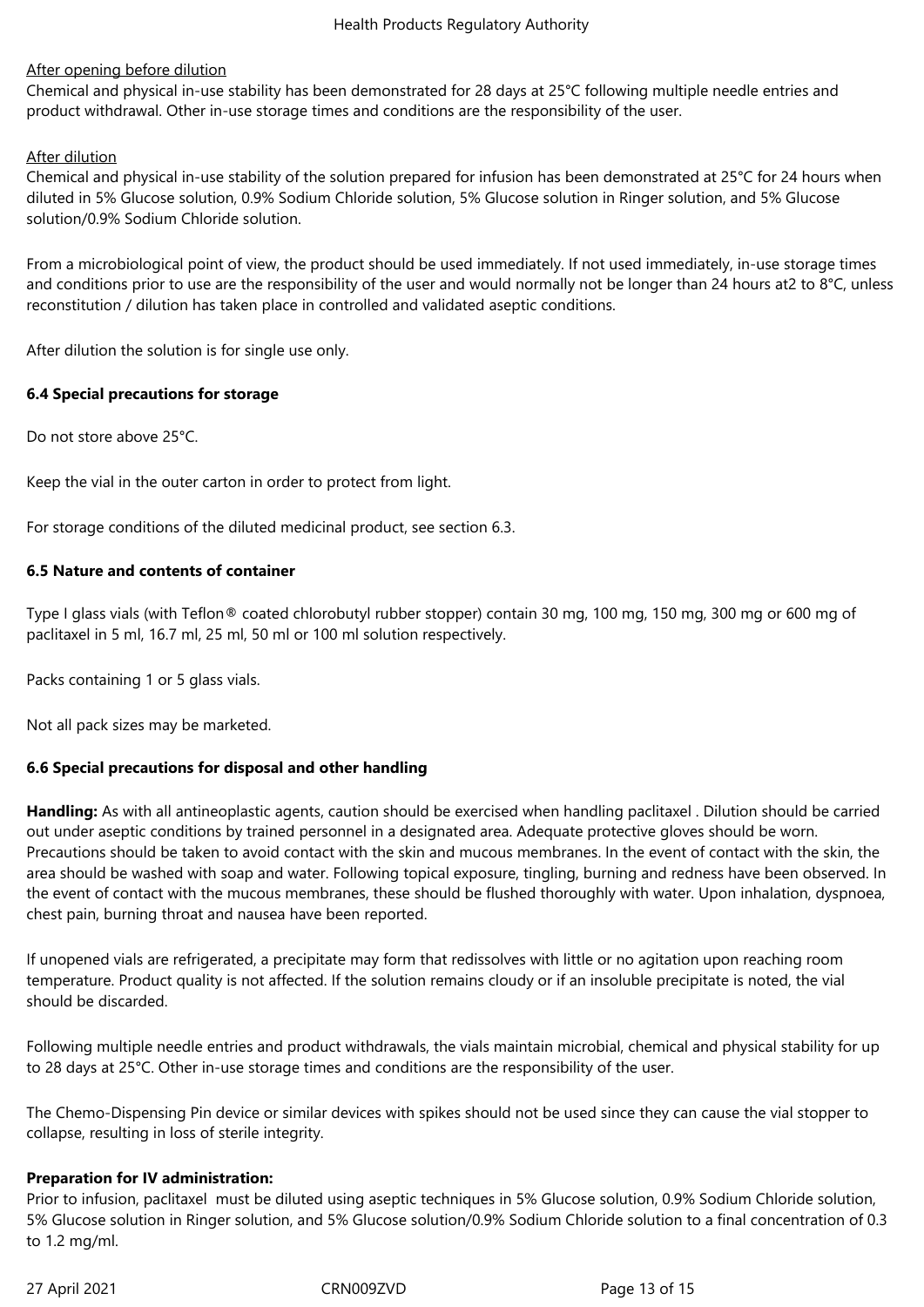<u>After opening before dilution</u>

Chemical and physical in-use stability has been demonstrated for 28 days at 25°C following multiple needle entries and product withdrawal. Other in-use storage times and conditions are the responsibility of the user.

<u>After dilution</u>

Chemical and physical in-use stability of the solution prepared for infusion has been demonstrated at 25°C for 24 hours when diluted in 5% Glucose solution, 0.9% Sodium Chloride solution, 5% Glucose solution in Ringer solution, and 5% Glucose solution/0.9% Sodium Chloride solution.

From a microbiological point of view, the product should be used immediately. If not used immediately, in-use storage times and conditions prior to use are the responsibility of the user and would normally not be longer than 24 hours at2 to 8°C, unless reconstitution / dilution has taken place in controlled and validated aseptic conditions.

After dilution the solution is for single use only.

### 6.4 Special precautions for storage

Do not store above 25°C.

Keep the vial in the outer carton in order to protect from light.

For storage conditions of the diluted medicinal product, see section 6.3.

### 6.5 Nature and contents of container

Type I glass vials (with Teflon® coated chlorobutyl rubber stopper) contain 30 mg, 100 mg, 150 mg, 300 mg or 600 mg of paclitaxel in 5 ml, 16.7 ml, 25 ml, 50 ml or 100 ml solution respectively.

Packs containing 1 or 5 glass vials.

Not all pack sizes may be marketed.

### 6.6 Special precautions for disposal and other handling

**Handling:** As with all antineoplastic agents, caution should be exercised when handling paclitaxel . Dilution should be carried out under aseptic conditions by trained personnel in a designated area. Adequate protective gloves should be worn. Precautions should be taken to avoid contact with the skin and mucous membranes. In the event of contact with the skin, the area should be washed with soap and water. Following topical exposure, tingling, burning and redness have been observed. In the event of contact with the mucous membranes, these should be flushed thoroughly with water. Upon inhalation, dyspnoea, chest pain, burning throat and nausea have been reported.

If unopened vials are refrigerated, a precipitate may form that redissolves with little or no agitation upon reaching room temperature. Product quality is not affected. If the solution remains cloudy or if an insoluble precipitate is noted, the vial should be discarded.

Following multiple needle entries and product withdrawals, the vials maintain microbial, chemical and physical stability for up to 28 days at 25°C. Other in-use storage times and conditions are the responsibility of the user.

The Chemo-Dispensing Pin device or similar devices with spikes should not be used since they can cause the vial stopper to collapse, resulting in loss of sterile integrity.

**Preparation for IV administration:**

Prior to infusion, paclitaxel must be diluted using aseptic techniques in 5% Glucose solution, 0.9% Sodium Chloride solution, 5% Glucose solution in Ringer solution, and 5% Glucose solution/0.9% Sodium Chloride solution to a final concentration of 0.3 to 1.2 mg/ml.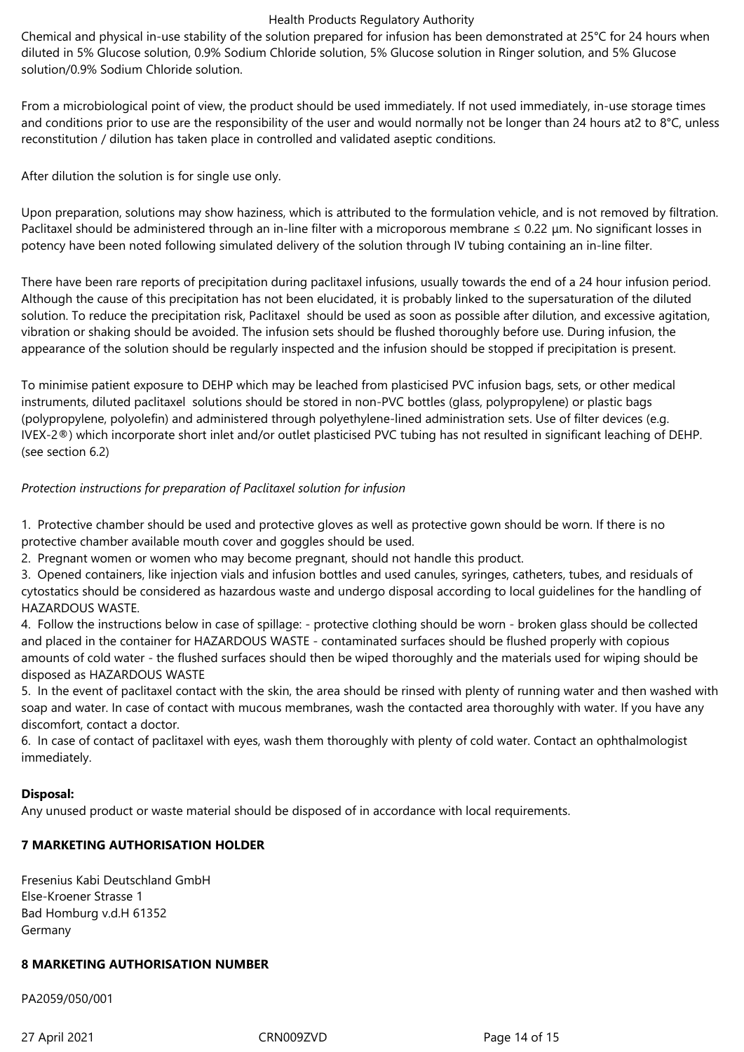Chemical and physical in-use stability of the solution prepared for infusion has been demonstrated at 25°C for 24 hours when diluted in 5% Glucose solution, 0.9% Sodium Chloride solution, 5% Glucose solution in Ringer solution, and 5% Glucose solution/0.9% Sodium Chloride solution.

From a microbiological point of view, the product should be used immediately. If not used immediately, in-use storage times and conditions prior to use are the responsibility of the user and would normally not be longer than 24 hours at2 to 8°C, unless reconstitution / dilution has taken place in controlled and validated aseptic conditions.

After dilution the solution is for single use only.

Upon preparation, solutions may show haziness, which is attributed to the formulation vehicle, and is not removed by filtration. Paclitaxel should be administered through an in-line filter with a microporous membrane ≤ 0.22 µm. No significant losses in potency have been noted following simulated delivery of the solution through IV tubing containing an in-line filter.

There have been rare reports of precipitation during paclitaxel infusions, usually towards the end of a 24 hour infusion period. Although the cause of this precipitation has not been elucidated, it is probably linked to the supersaturation of the diluted solution. To reduce the precipitation risk, Paclitaxel should be used as soon as possible after dilution, and excessive agitation, vibration or shaking should be avoided. The infusion sets should be flushed thoroughly before use. During infusion, the appearance of the solution should be regularly inspected and the infusion should be stopped if precipitation is present.

To minimise patient exposure to DEHP which may be leached from plasticised PVC infusion bags, sets, or other medical instruments, diluted paclitaxel solutions should be stored in non-PVC bottles (glass, polypropylene) or plastic bags (polypropylene, polyolefin) and administered through polyethylene-lined administration sets. Use of filter devices (e.g. IVEX-2®) which incorporate short inlet and/or outlet plasticised PVC tubing has not resulted in significant leaching of DEHP. (see section 6.2)

*Protection instructions for preparation of Paclitaxel solution for infusion*

1. Protective chamber should be used and protective gloves as well as protective gown should be worn. If there is no protective chamber available mouth cover and goggles should be used.
2. Pregnant women or women who may become pregnant, should not handle this product.
3. Opened containers, like injection vials and infusion bottles and used canules, syringes, catheters, tubes, and residuals of cytostatics should be considered as hazardous waste and undergo disposal according to local guidelines for the handling of HAZARDOUS WASTE.
4. Follow the instructions below in case of spillage: - protective clothing should be worn - broken glass should be collected and placed in the container for HAZARDOUS WASTE - contaminated surfaces should be flushed properly with copious amounts of cold water - the flushed surfaces should then be wiped thoroughly and the materials used for wiping should be disposed as HAZARDOUS WASTE
5. In the event of paclitaxel contact with the skin, the area should be rinsed with plenty of running water and then washed with soap and water. In case of contact with mucous membranes, wash the contacted area thoroughly with water. If you have any discomfort, contact a doctor.
6. In case of contact of paclitaxel with eyes, wash them thoroughly with plenty of cold water. Contact an ophthalmologist immediately.

**Disposal:**

Any unused product or waste material should be disposed of in accordance with local requirements.

## 7 MARKETING AUTHORISATION HOLDER

Fresenius Kabi Deutschland GmbH
Else-Kroener Strasse 1
Bad Homburg v.d.H 61352
Germany

## 8 MARKETING AUTHORISATION NUMBER

PA2059/050/001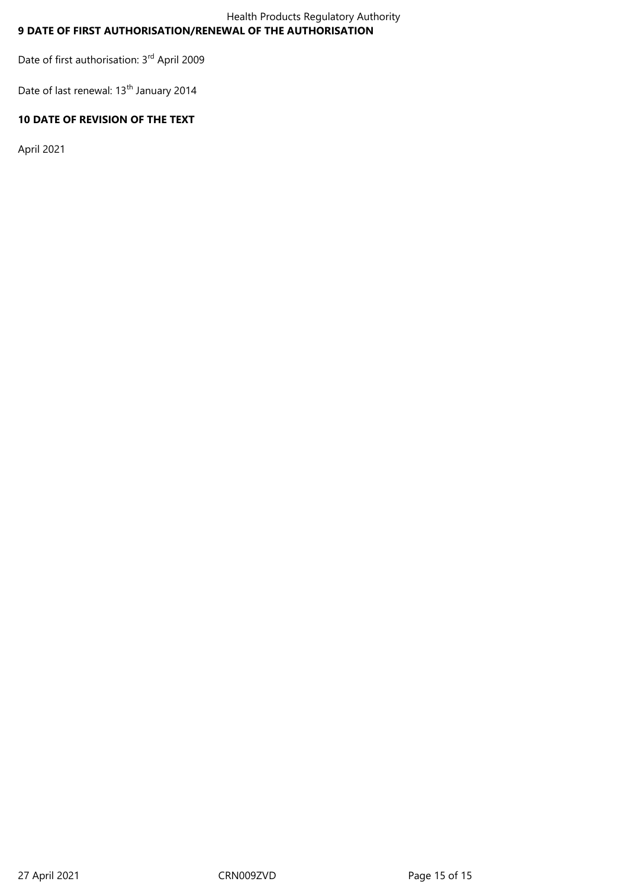## 9 DATE OF FIRST AUTHORISATION/RENEWAL OF THE AUTHORISATION

Date of first authorisation: 3rd April 2009

Date of last renewal: 13th January 2014

## 10 DATE OF REVISION OF THE TEXT

April 2021